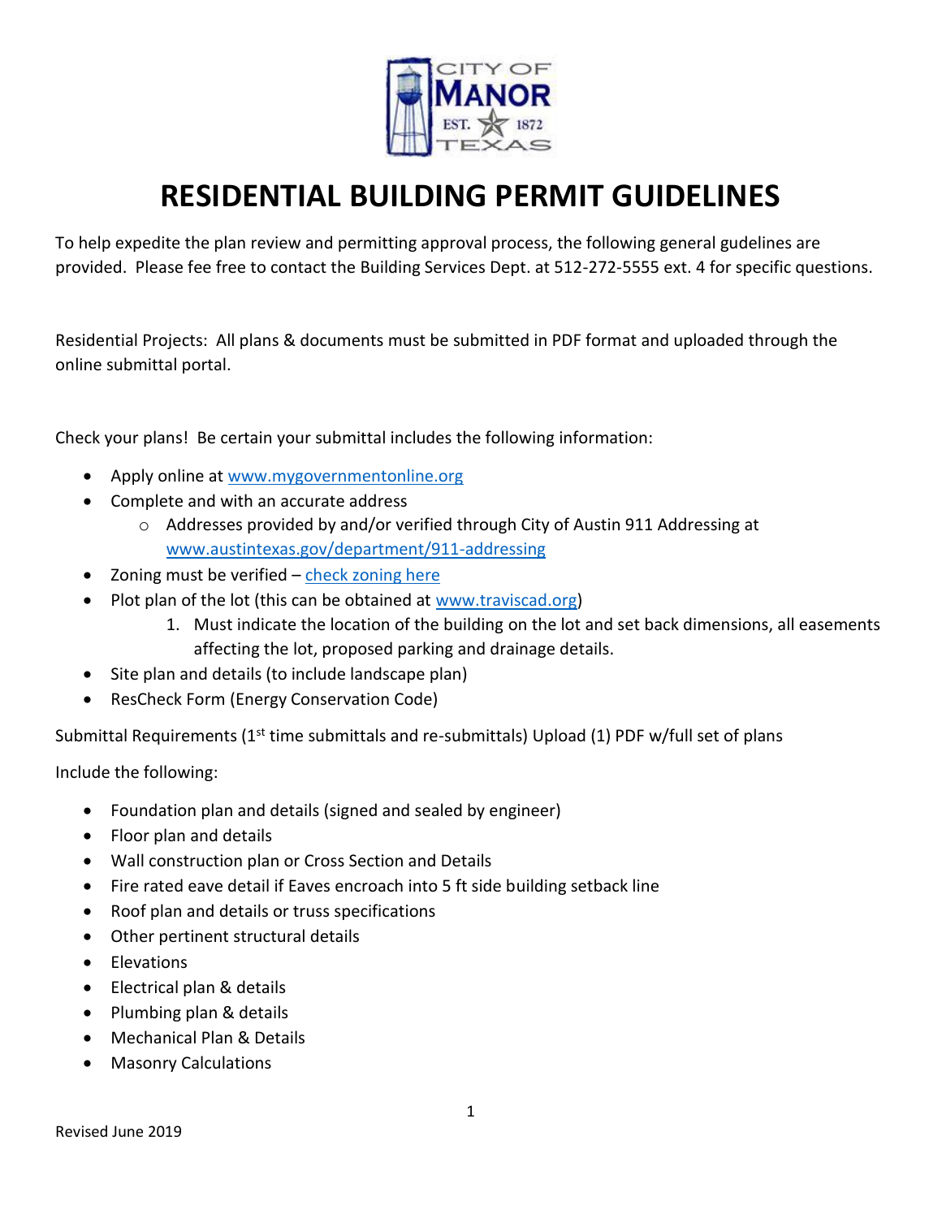# RESIDENTIAL BUILDING PERMIT GUIDELINES

To help expedite the plan review and permitting approval process, the following general gudelines are provided. Please fee free to contact the Building Services Dept. at 512-272-5555 ext. 4 for specific questions.

Residential Projects: All plans & documents must be submitted in PDF format and uploaded through the online submittal portal.

Check your plans! Be certain your submittal includes the following information:

- Apply online at [www.mygovernmentonline.org](http://www.mygovernmentonline.org)
- Complete and with an accurate address
  - Addresses provided by and/or verified through City of Austin 911 Addressing at [www.austintexas.gov/department/911-addressing](http://www.austintexas.gov/department/911-addressing)
- Zoning must be verified – check zoning here
- Plot plan of the lot (this can be obtained at [www.traviscad.org](http://www.traviscad.org))
  1. Must indicate the location of the building on the lot and set back dimensions, all easements affecting the lot, proposed parking and drainage details.
- Site plan and details (to include landscape plan)
- ResCheck Form (Energy Conservation Code)

Submittal Requirements (1st time submittals and re-submittals) Upload (1) PDF w/full set of plans

Include the following:

- Foundation plan and details (signed and sealed by engineer)
- Floor plan and details
- Wall construction plan or Cross Section and Details
- Fire rated eave detail if Eaves encroach into 5 ft side building setback line
- Roof plan and details or truss specifications
- Other pertinent structural details
- Elevations
- Electrical plan & details
- Plumbing plan & details
- Mechanical Plan & Details
- Masonry Calculations

Revised June 2019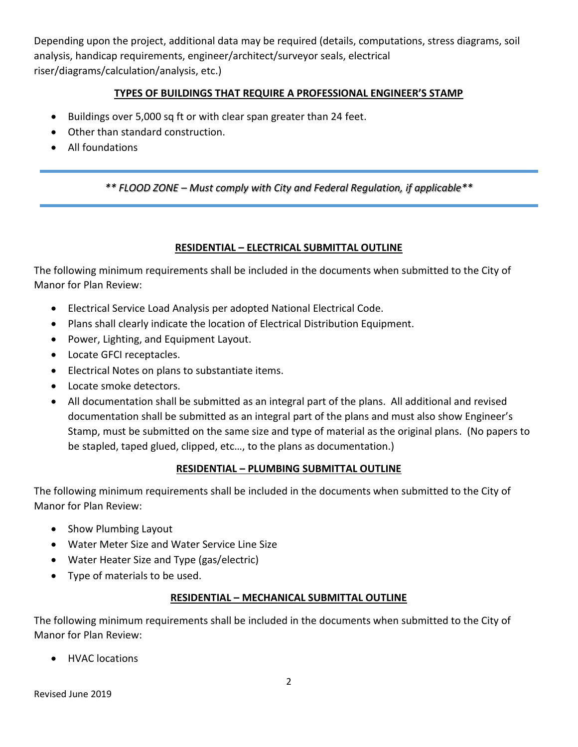Depending upon the project, additional data may be required (details, computations, stress diagrams, soil analysis, handicap requirements, engineer/architect/surveyor seals, electrical riser/diagrams/calculation/analysis, etc.)

## TYPES OF BUILDINGS THAT REQUIRE A PROFESSIONAL ENGINEER'S STAMP

- Buildings over 5,000 sq ft or with clear span greater than 24 feet.
- Other than standard construction.
- All foundations

---

***\*\* FLOOD ZONE – Must comply with City and Federal Regulation, if applicable\*\****

---

## RESIDENTIAL – ELECTRICAL SUBMITTAL OUTLINE

The following minimum requirements shall be included in the documents when submitted to the City of Manor for Plan Review:

- Electrical Service Load Analysis per adopted National Electrical Code.
- Plans shall clearly indicate the location of Electrical Distribution Equipment.
- Power, Lighting, and Equipment Layout.
- Locate GFCI receptacles.
- Electrical Notes on plans to substantiate items.
- Locate smoke detectors.
- All documentation shall be submitted as an integral part of the plans. All additional and revised documentation shall be submitted as an integral part of the plans and must also show Engineer's Stamp, must be submitted on the same size and type of material as the original plans. (No papers to be stapled, taped glued, clipped, etc…, to the plans as documentation.)

## RESIDENTIAL – PLUMBING SUBMITTAL OUTLINE

The following minimum requirements shall be included in the documents when submitted to the City of Manor for Plan Review:

- Show Plumbing Layout
- Water Meter Size and Water Service Line Size
- Water Heater Size and Type (gas/electric)
- Type of materials to be used.

## RESIDENTIAL – MECHANICAL SUBMITTAL OUTLINE

The following minimum requirements shall be included in the documents when submitted to the City of Manor for Plan Review:

- HVAC locations

Revised June 2019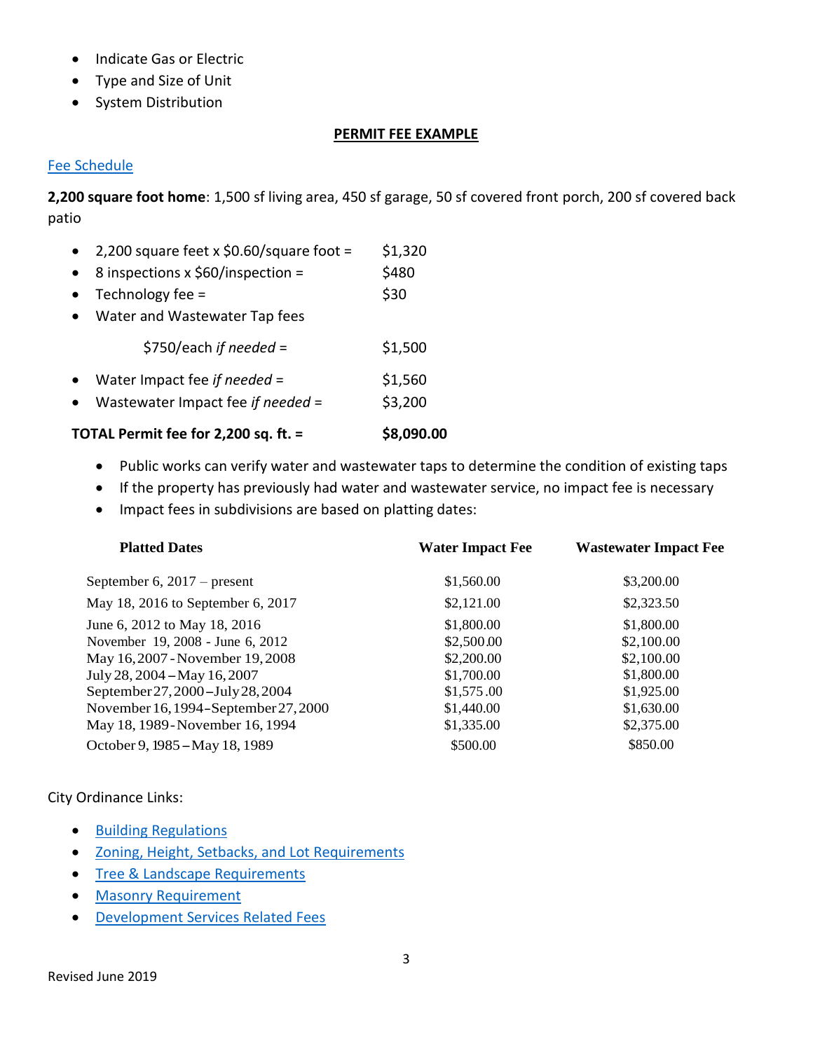- Indicate Gas or Electric
- Type and Size of Unit
- System Distribution

## PERMIT FEE EXAMPLE

Fee Schedule

**2,200 square foot home**: 1,500 sf living area, 450 sf garage, 50 sf covered front porch, 200 sf covered back patio

- 2,200 square feet x $0.60/square foot = $1,320
- 8 inspections x $60/inspection = $480
- Technology fee = $30
- Water and Wastewater Tap fees
  $750/each *if needed* = $1,500
- Water Impact fee *if needed* = $1,560
- Wastewater Impact fee *if needed* = $3,200

**TOTAL Permit fee for 2,200 sq. ft. = $8,090.00**

- Public works can verify water and wastewater taps to determine the condition of existing taps
- If the property has previously had water and wastewater service, no impact fee is necessary
- Impact fees in subdivisions are based on platting dates:

| Platted Dates | Water Impact Fee | Wastewater Impact Fee |
|---|---|---|
| September 6, 2017 – present | $1,560.00 | $3,200.00 |
| May 18, 2016 to September 6, 2017 | $2,121.00 | $2,323.50 |
| June 6, 2012 to May 18, 2016 | $1,800.00 | $1,800.00 |
| November 19, 2008 - June 6, 2012 | $2,500.00 | $2,100.00 |
| May 16, 2007 - November 19, 2008 | $2,200.00 | $2,100.00 |
| July 28, 2004 – May 16, 2007 | $1,700.00 | $1,800.00 |
| September 27, 2000 – July 28, 2004 | $1,575.00 | $1,925.00 |
| November 16, 1994 – September 27, 2000 | $1,440.00 | $1,630.00 |
| May 18, 1989 - November 16, 1994 | $1,335.00 | $2,375.00 |
| October 9, 1985 – May 18, 1989 | $500.00 | $850.00 |

City Ordinance Links:

- Building Regulations
- Zoning, Height, Setbacks, and Lot Requirements
- Tree & Landscape Requirements
- Masonry Requirement
- Development Services Related Fees

Revised June 2019